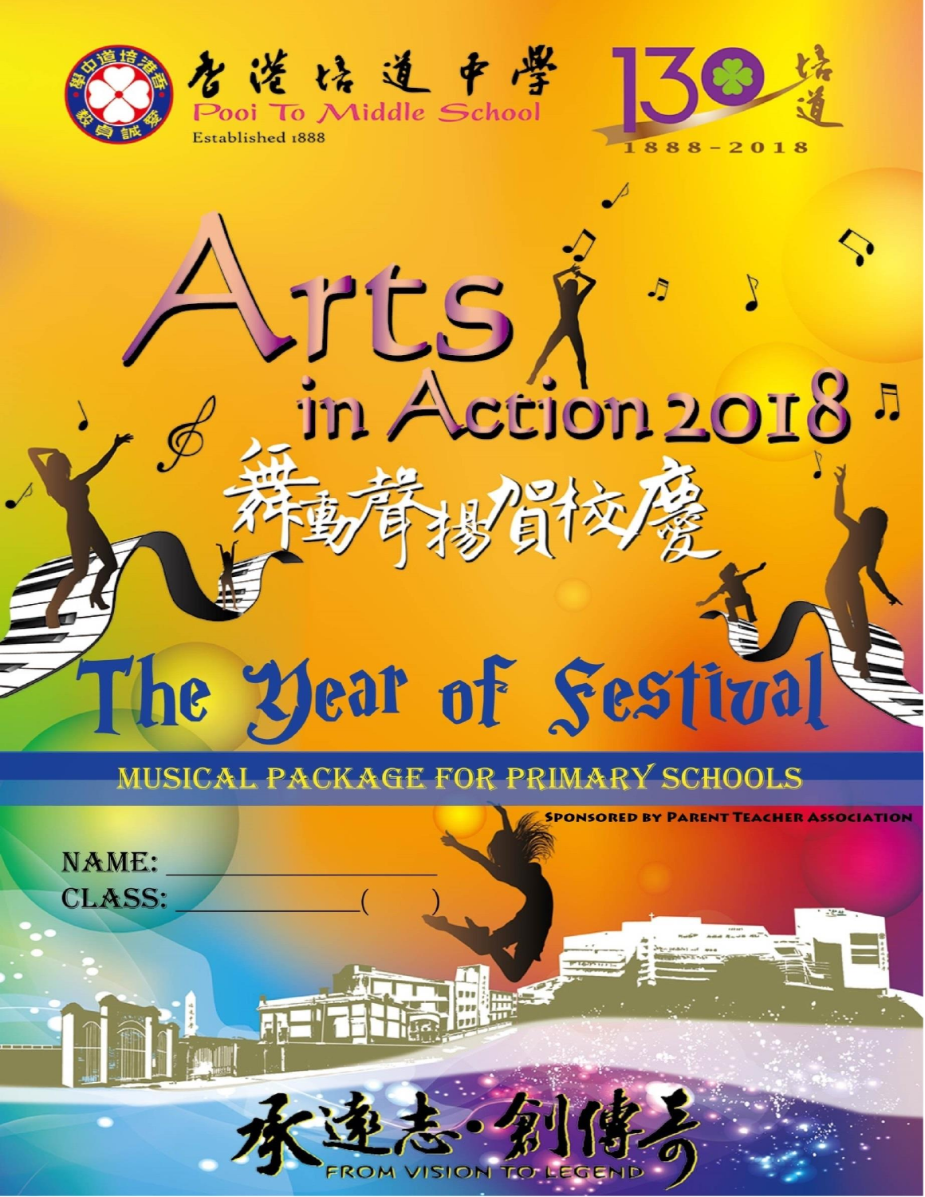香港培道中學

Pooi To Middle School

Established 1888

130 培道

1888 - 2018

# Arts in Action 2018

# 舞動聲揚賀校慶

# The Year of Festival

## MUSICAL PACKAGE FOR PRIMARY SCHOOLS

Sponsored by Parent Teacher Association

NAME: ____________________

CLASS: ______________( )

承遠志・創傳奇

FROM VISION TO LEGEND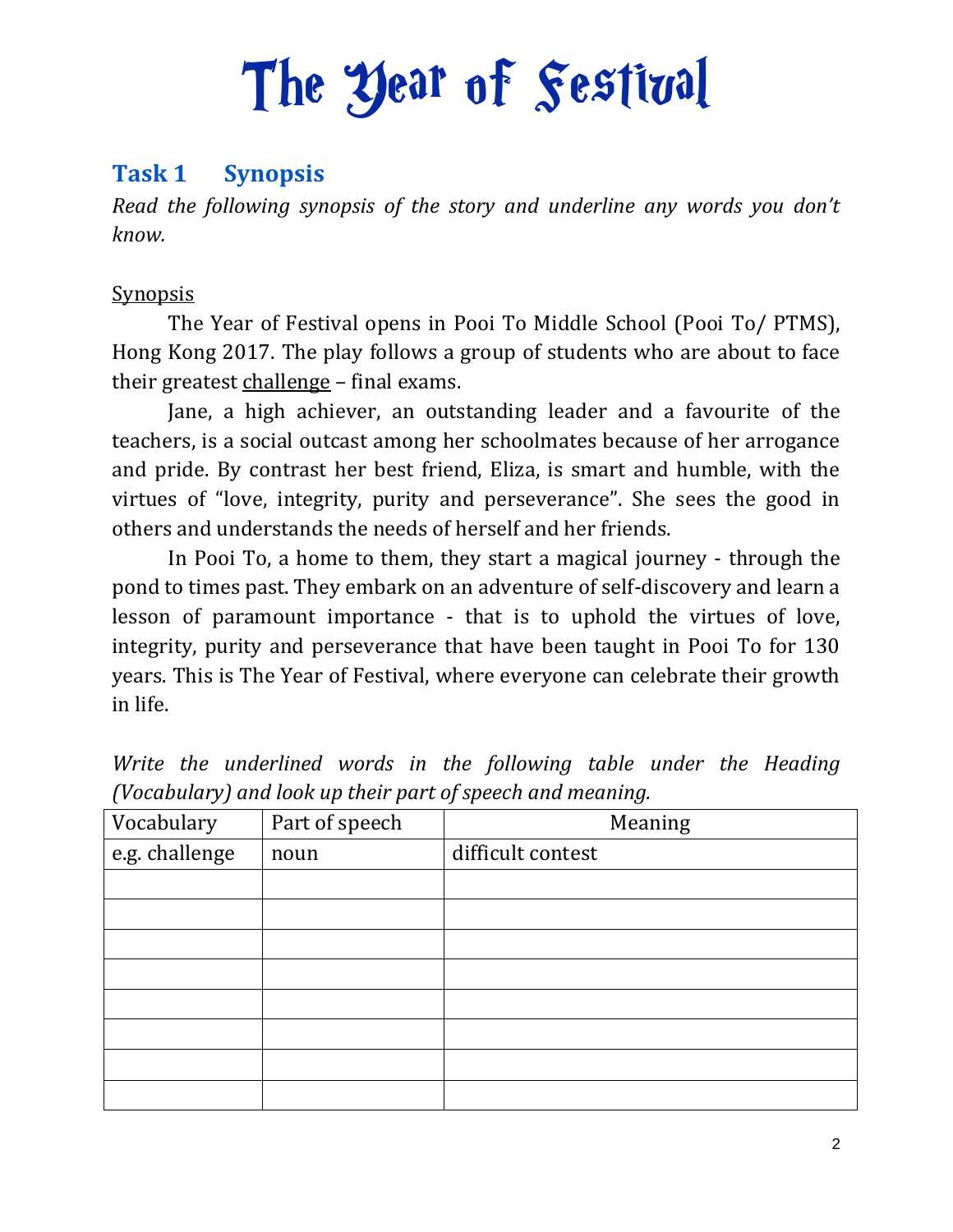# The Year of Festival

## Task 1 Synopsis

*Read the following synopsis of the story and underline any words you don't know.*

Synopsis

The Year of Festival opens in Pooi To Middle School (Pooi To/ PTMS), Hong Kong 2017. The play follows a group of students who are about to face their greatest challenge – final exams.

Jane, a high achiever, an outstanding leader and a favourite of the teachers, is a social outcast among her schoolmates because of her arrogance and pride. By contrast her best friend, Eliza, is smart and humble, with the virtues of "love, integrity, purity and perseverance". She sees the good in others and understands the needs of herself and her friends.

In Pooi To, a home to them, they start a magical journey - through the pond to times past. They embark on an adventure of self-discovery and learn a lesson of paramount importance - that is to uphold the virtues of love, integrity, purity and perseverance that have been taught in Pooi To for 130 years. This is The Year of Festival, where everyone can celebrate their growth in life.

*Write the underlined words in the following table under the Heading (Vocabulary) and look up their part of speech and meaning.*

| Vocabulary | Part of speech | Meaning |
|---|---|---|
| e.g. challenge | noun | difficult contest |
| | | |
| | | |
| | | |
| | | |
| | | |
| | | |
| | | |
| | | |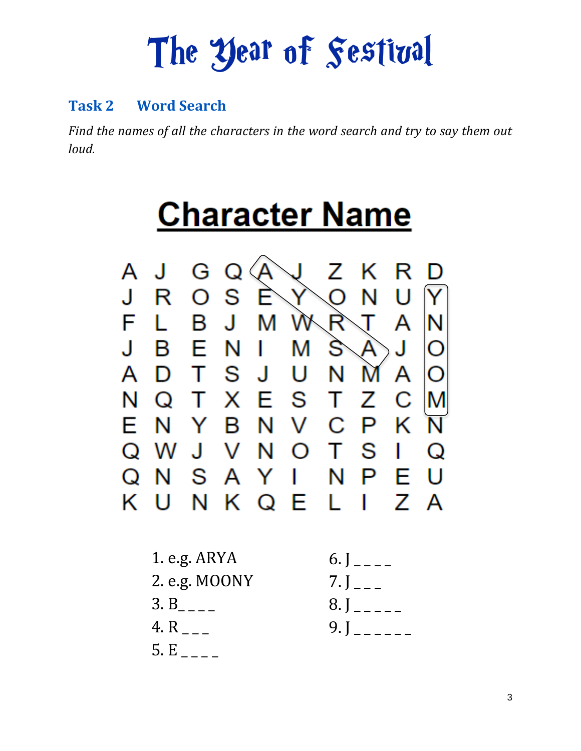# The Year of Festival

### Task 2 Word Search

*Find the names of all the characters in the word search and try to say them out loud.*

## Character Name

| | | | | | | | | | |
|---|---|---|---|---|---|---|---|---|---|
| A | J | G | Q | A | J | Z | K | R | D |
| J | R | O | S | E | Y | O | N | U | Y |
| F | L | B | J | M | W | R | T | A | N |
| J | B | E | N | I | M | S | A | J | O |
| A | D | T | S | J | U | N | M | A | O |
| N | Q | T | X | E | S | T | Z | C | M |
| E | N | Y | B | N | V | C | P | K | N |
| Q | W | J | V | N | O | T | S | I | Q |
| Q | N | S | A | Y | I | N | P | E | U |
| K | U | N | K | Q | E | L | I | Z | A |

1. e.g. ARYA
2. e.g. MOONY
3. B_ _ _ _
4. R _ _ _
5. E _ _ _ _
6. J _ _ _ _
7. J _ _ _
8. J _ _ _ _ _
9. J _ _ _ _ _ _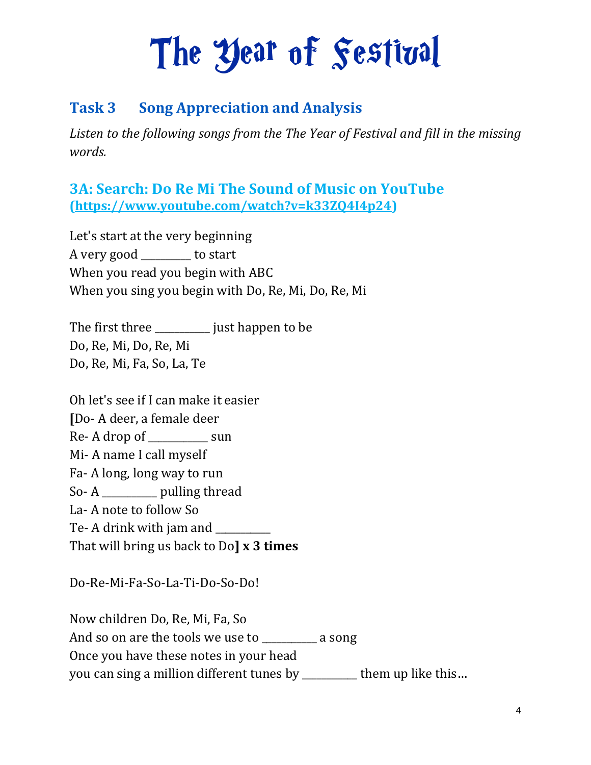# The Year of Festival

## Task 3 Song Appreciation and Analysis

*Listen to the following songs from the The Year of Festival and fill in the missing words.*

### 3A: Search: Do Re Mi The Sound of Music on YouTube (https://www.youtube.com/watch?v=k33ZQ4I4p24)

Let's start at the very beginning  
A very good _________ to start  
When you read you begin with ABC  
When you sing you begin with Do, Re, Mi, Do, Re, Mi

The first three __________ just happen to be  
Do, Re, Mi, Do, Re, Mi  
Do, Re, Mi, Fa, So, La, Te

Oh let's see if I can make it easier  
**[**Do- A deer, a female deer  
Re- A drop of __________ sun  
Mi- A name I call myself  
Fa- A long, long way to run  
So- A __________ pulling thread  
La- A note to follow So  
Te- A drink with jam and __________  
That will bring us back to Do**] x 3 times**

Do-Re-Mi-Fa-So-La-Ti-Do-So-Do!

Now children Do, Re, Mi, Fa, So  
And so on are the tools we use to __________ a song  
Once you have these notes in your head  
you can sing a million different tunes by __________ them up like this…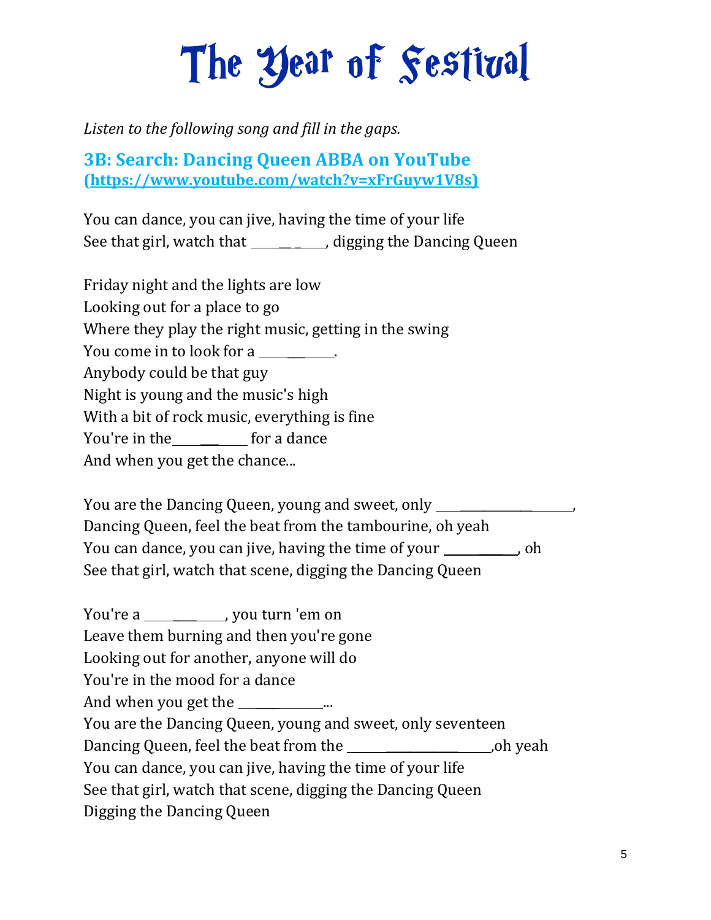# The Year of Festival

*Listen to the following song and fill in the gaps.*

### 3B: Search: Dancing Queen ABBA on YouTube
**[(https://www.youtube.com/watch?v=xFrGuyw1V8s)](https://www.youtube.com/watch?v=xFrGuyw1V8s)**

You can dance, you can jive, having the time of your life
See that girl, watch that __________, digging the Dancing Queen

Friday night and the lights are low
Looking out for a place to go
Where they play the right music, getting in the swing
You come in to look for a __________.
Anybody could be that guy
Night is young and the music's high
With a bit of rock music, everything is fine
You're in the __________ for a dance
And when you get the chance...

You are the Dancing Queen, young and sweet, only __________________,
Dancing Queen, feel the beat from the tambourine, oh yeah
You can dance, you can jive, having the time of your __________, oh
See that girl, watch that scene, digging the Dancing Queen

You're a __________, you turn 'em on
Leave them burning and then you're gone
Looking out for another, anyone will do
You're in the mood for a dance
And when you get the __________...
You are the Dancing Queen, young and sweet, only seventeen
Dancing Queen, feel the beat from the __________________,oh yeah
You can dance, you can jive, having the time of your life
See that girl, watch that scene, digging the Dancing Queen
Digging the Dancing Queen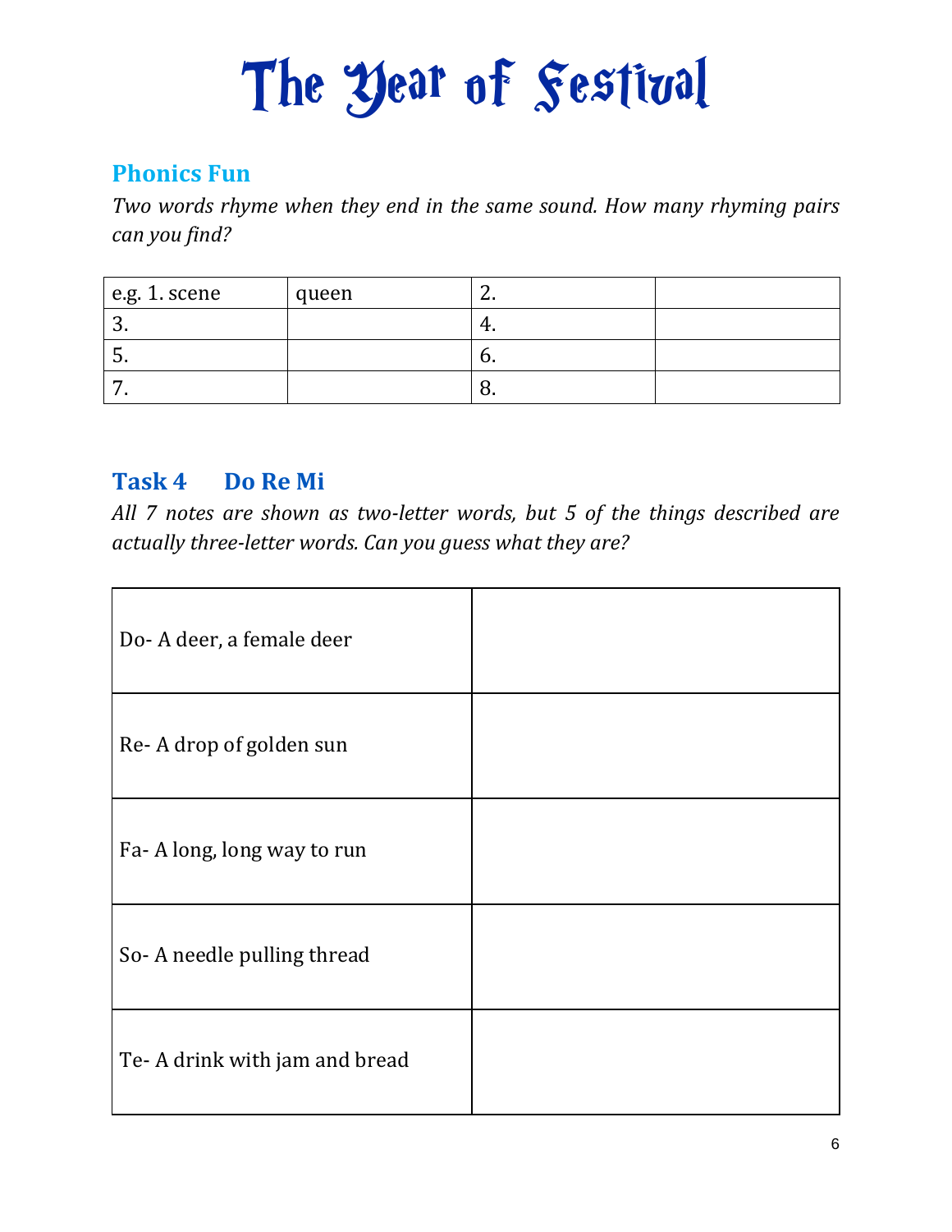# The Year of Festival

## Phonics Fun

*Two words rhyme when they end in the same sound. How many rhyming pairs can you find?*

| e.g. 1. scene | queen | 2. | |
|---|---|---|---|
| 3. | | 4. | |
| 5. | | 6. | |
| 7. | | 8. | |

## Task 4 Do Re Mi

*All 7 notes are shown as two-letter words, but 5 of the things described are actually three-letter words. Can you guess what they are?*

| | |
|---|---|
| Do- A deer, a female deer | |
| Re- A drop of golden sun | |
| Fa- A long, long way to run | |
| So- A needle pulling thread | |
| Te- A drink with jam and bread | |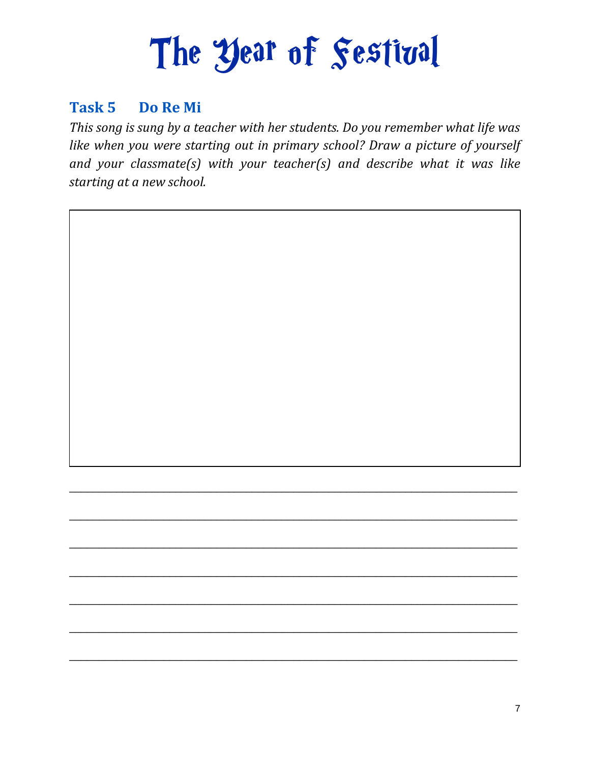# The Year of Festival

## Task 5 Do Re Mi

*This song is sung by a teacher with her students. Do you remember what life was like when you were starting out in primary school? Draw a picture of yourself and your classmate(s) with your teacher(s) and describe what it was like starting at a new school.*

________________________________________________________________________________

________________________________________________________________________________

________________________________________________________________________________

________________________________________________________________________________

________________________________________________________________________________

________________________________________________________________________________

________________________________________________________________________________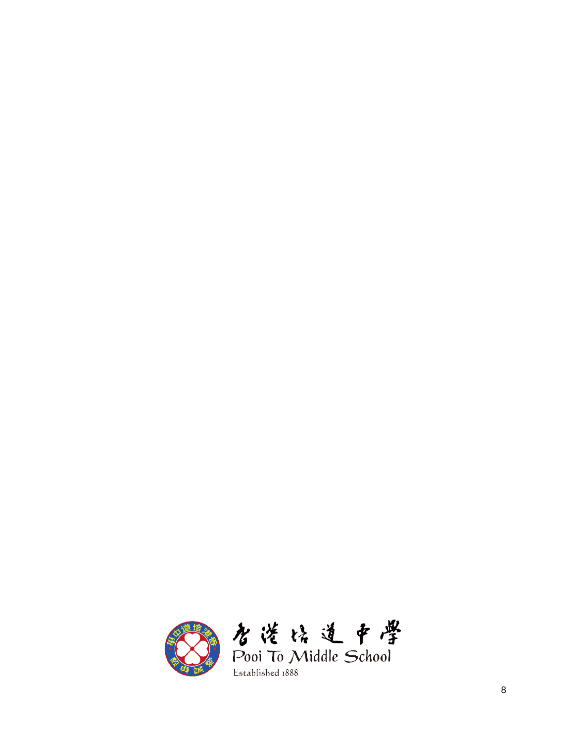香港培道中學
Pooi To Middle School
Established 1888